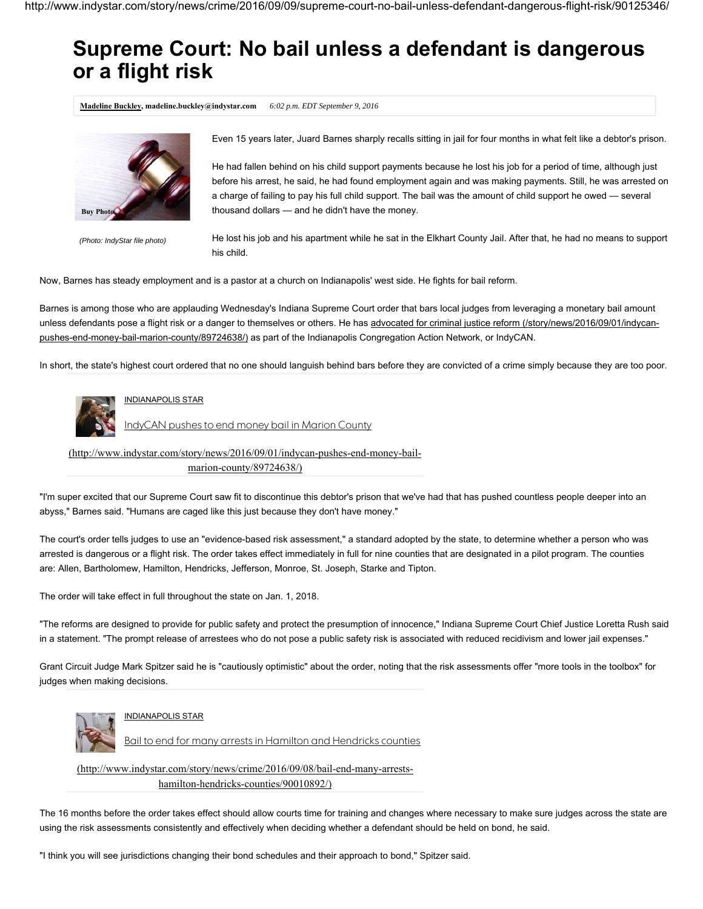# Supreme Court: No bail unless a defendant is dangerous or a flight risk

**Madeline Buckley**, madeline.buckley@indystar.com *6:02 p.m. EDT September 9, 2016*

Buy Photo

*(Photo: IndyStar file photo)*

Even 15 years later, Juard Barnes sharply recalls sitting in jail for four months in what felt like a debtor's prison.

He had fallen behind on his child support payments because he lost his job for a period of time, although just before his arrest, he said, he had found employment again and was making payments. Still, he was arrested on a charge of failing to pay his full child support. The bail was the amount of child support he owed — several thousand dollars — and he didn't have the money.

He lost his job and his apartment while he sat in the Elkhart County Jail. After that, he had no means to support his child.

Now, Barnes has steady employment and is a pastor at a church on Indianapolis' west side. He fights for bail reform.

Barnes is among those who are applauding Wednesday's Indiana Supreme Court order that bars local judges from leveraging a monetary bail amount unless defendants pose a flight risk or a danger to themselves or others. He has advocated for criminal justice reform (/story/news/2016/09/01/indycan-pushes-end-money-bail-marion-county/89724638/) as part of the Indianapolis Congregation Action Network, or IndyCAN.

In short, the state's highest court ordered that no one should languish behind bars before they are convicted of a crime simply because they are too poor.

INDIANAPOLIS STAR

IndyCAN pushes to end money bail in Marion County

(http://www.indystar.com/story/news/2016/09/01/indycan-pushes-end-money-bail-marion-county/89724638/)

"I'm super excited that our Supreme Court saw fit to discontinue this debtor's prison that we've had that has pushed countless people deeper into an abyss," Barnes said. "Humans are caged like this just because they don't have money."

The court's order tells judges to use an "evidence-based risk assessment," a standard adopted by the state, to determine whether a person who was arrested is dangerous or a flight risk. The order takes effect immediately in full for nine counties that are designated in a pilot program. The counties are: Allen, Bartholomew, Hamilton, Hendricks, Jefferson, Monroe, St. Joseph, Starke and Tipton.

The order will take effect in full throughout the state on Jan. 1, 2018.

"The reforms are designed to provide for public safety and protect the presumption of innocence," Indiana Supreme Court Chief Justice Loretta Rush said in a statement. "The prompt release of arrestees who do not pose a public safety risk is associated with reduced recidivism and lower jail expenses."

Grant Circuit Judge Mark Spitzer said he is "cautiously optimistic" about the order, noting that the risk assessments offer "more tools in the toolbox" for judges when making decisions.

INDIANAPOLIS STAR

Bail to end for many arrests in Hamilton and Hendricks counties

(http://www.indystar.com/story/news/crime/2016/09/08/bail-end-many-arrests-hamilton-hendricks-counties/90010892/)

The 16 months before the order takes effect should allow courts time for training and changes where necessary to make sure judges across the state are using the risk assessments consistently and effectively when deciding whether a defendant should be held on bond, he said.

"I think you will see jurisdictions changing their bond schedules and their approach to bond," Spitzer said.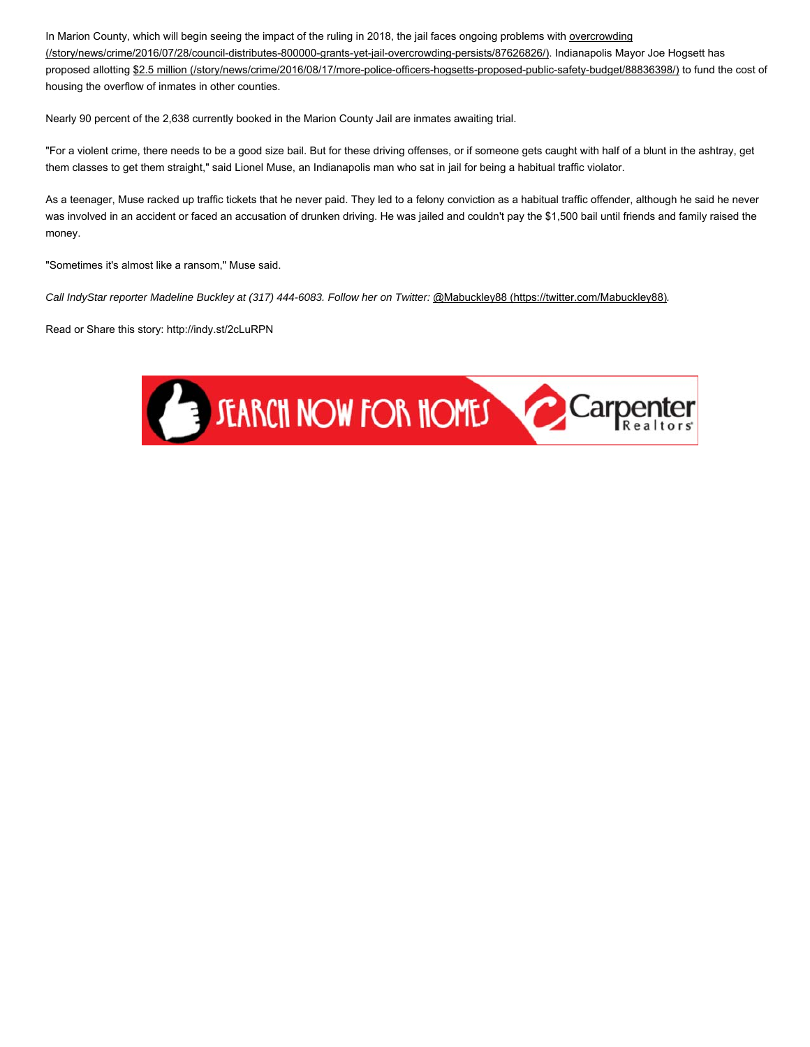In Marion County, which will begin seeing the impact of the ruling in 2018, the jail faces ongoing problems with overcrowding (/story/news/crime/2016/07/28/council-distributes-800000-grants-yet-jail-overcrowding-persists/87626826/). Indianapolis Mayor Joe Hogsett has proposed allotting $2.5 million (/story/news/crime/2016/08/17/more-police-officers-hogsetts-proposed-public-safety-budget/88836398/) to fund the cost of housing the overflow of inmates in other counties.

Nearly 90 percent of the 2,638 currently booked in the Marion County Jail are inmates awaiting trial.

"For a violent crime, there needs to be a good size bail. But for these driving offenses, or if someone gets caught with half of a blunt in the ashtray, get them classes to get them straight," said Lionel Muse, an Indianapolis man who sat in jail for being a habitual traffic violator.

As a teenager, Muse racked up traffic tickets that he never paid. They led to a felony conviction as a habitual traffic offender, although he said he never was involved in an accident or faced an accusation of drunken driving. He was jailed and couldn't pay the $1,500 bail until friends and family raised the money.

"Sometimes it's almost like a ransom," Muse said.

*Call IndyStar reporter Madeline Buckley at (317) 444-6083. Follow her on Twitter:* @Mabuckley88 (https://twitter.com/Mabuckley88).

Read or Share this story: http://indy.st/2cLuRPN

SEARCH NOW FOR HOMES Carpenter Realtors